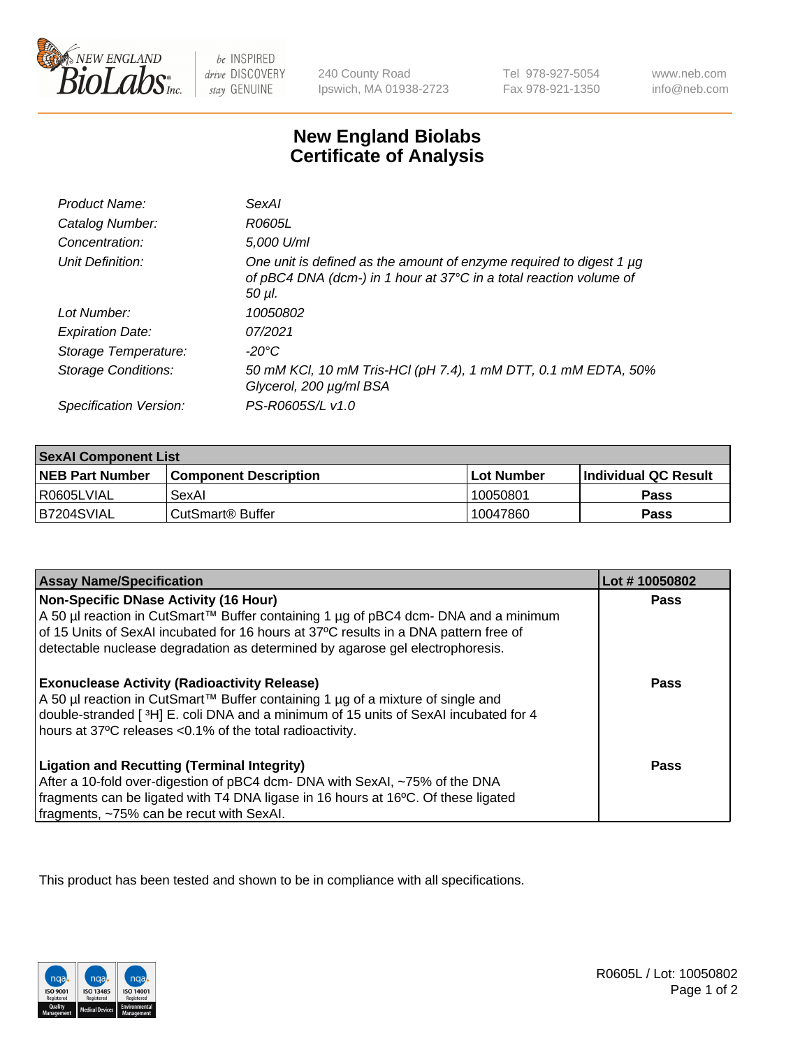# New England Biolabs Certificate of Analysis

| | |
|---|---|
| *Product Name:* | *SexAI* |
| *Catalog Number:* | *R0605L* |
| *Concentration:* | *5,000 U/ml* |
| *Unit Definition:* | *One unit is defined as the amount of enzyme required to digest 1 µg of pBC4 DNA (dcm-) in 1 hour at 37°C in a total reaction volume of 50 µl.* |
| *Lot Number:* | *10050802* |
| *Expiration Date:* | *07/2021* |
| *Storage Temperature:* | *-20°C* |
| *Storage Conditions:* | *50 mM KCl, 10 mM Tris-HCl (pH 7.4), 1 mM DTT, 0.1 mM EDTA, 50% Glycerol, 200 µg/ml BSA* |
| *Specification Version:* | *PS-R0605S/L v1.0* |

| **SexAI Component List** | | | |
|---|---|---|---|
| **NEB Part Number** | **Component Description** | **Lot Number** | **Individual QC Result** |
| R0605LVIAL | SexAI | 10050801 | **Pass** |
| B7204SVIAL | CutSmart® Buffer | 10047860 | **Pass** |

| **Assay Name/Specification** | **Lot # 10050802** |
|---|---|
| **Non-Specific DNase Activity (16 Hour)**<br>A 50 µl reaction in CutSmart™ Buffer containing 1 µg of pBC4 dcm- DNA and a minimum of 15 Units of SexAI incubated for 16 hours at 37ºC results in a DNA pattern free of detectable nuclease degradation as determined by agarose gel electrophoresis. | **Pass** |
| **Exonuclease Activity (Radioactivity Release)**<br>A 50 µl reaction in CutSmart™ Buffer containing 1 µg of a mixture of single and double-stranded [ $^{3}$H] E. coli DNA and a minimum of 15 units of SexAI incubated for 4 hours at 37ºC releases <0.1% of the total radioactivity. | **Pass** |
| **Ligation and Recutting (Terminal Integrity)**<br>After a 10-fold over-digestion of pBC4 dcm- DNA with SexAI, ~75% of the DNA fragments can be ligated with T4 DNA ligase in 16 hours at 16ºC. Of these ligated fragments, ~75% can be recut with SexAI. | **Pass** |

This product has been tested and shown to be in compliance with all specifications.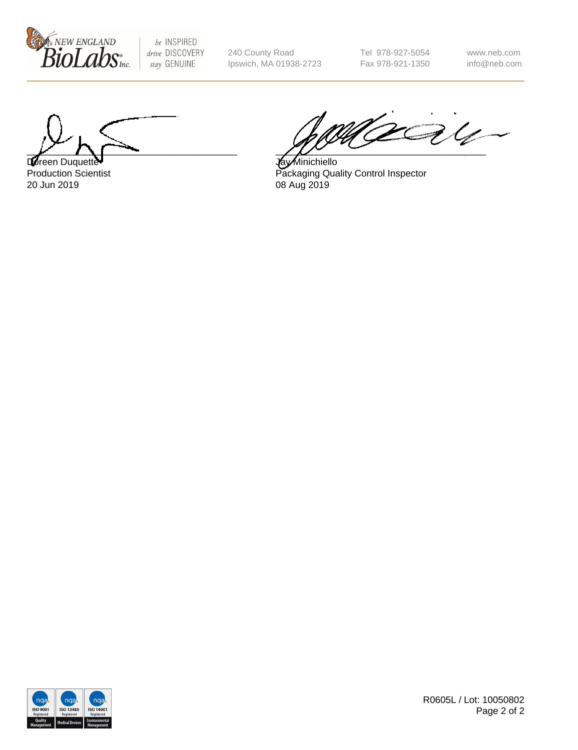Doreen Duquette
Production Scientist
20 Jun 2019

Jay Minichiello
Packaging Quality Control Inspector
08 Aug 2019

R0605L / Lot: 10050802